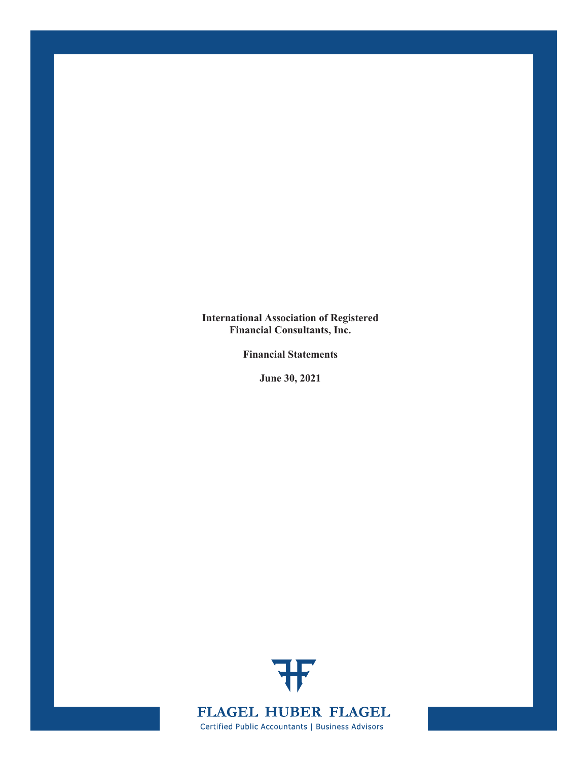**International Association of Registered Financial Consultants, Inc.**

**Financial Statements**

**June 30, 2021**

FLAGEL HUBER FLAGEL

Certified Public Accountants | Business Advisors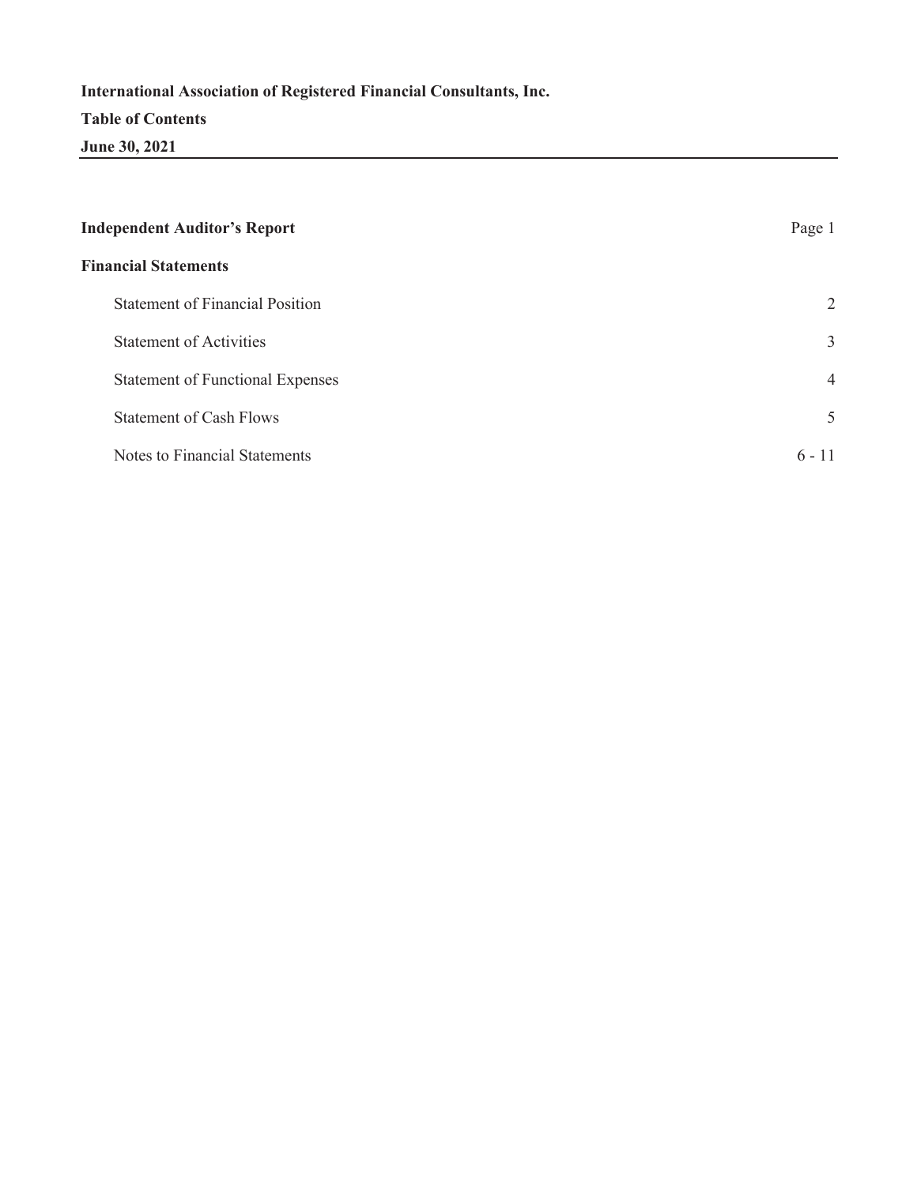**International Association of Registered Financial Consultants, Inc.**

**Table of Contents**

**June 30, 2021**

| | |
|---|---|
| **Independent Auditor's Report** | Page 1 |
| **Financial Statements** | |
| Statement of Financial Position | 2 |
| Statement of Activities | 3 |
| Statement of Functional Expenses | 4 |
| Statement of Cash Flows | 5 |
| Notes to Financial Statements | 6 - 11 |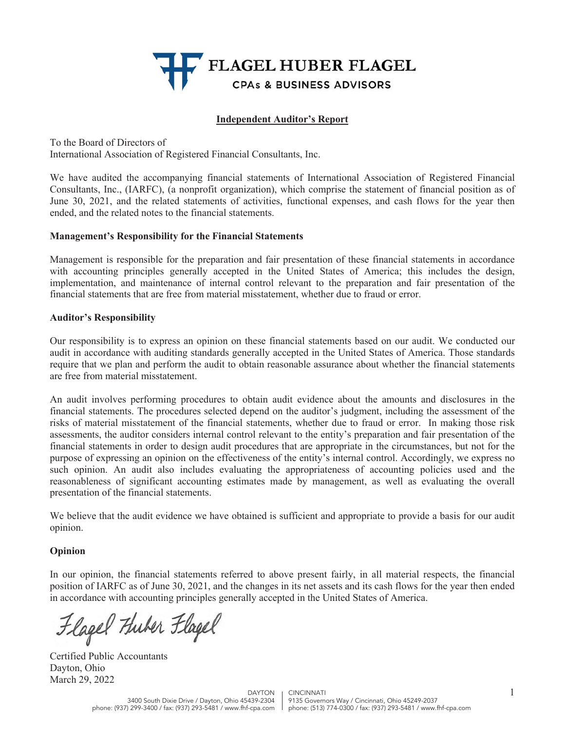FLAGEL HUBER FLAGEL

CPAs & BUSINESS ADVISORS

## Independent Auditor's Report

To the Board of Directors of
International Association of Registered Financial Consultants, Inc.

We have audited the accompanying financial statements of International Association of Registered Financial Consultants, Inc., (IARFC), (a nonprofit organization), which comprise the statement of financial position as of June 30, 2021, and the related statements of activities, functional expenses, and cash flows for the year then ended, and the related notes to the financial statements.

### Management's Responsibility for the Financial Statements

Management is responsible for the preparation and fair presentation of these financial statements in accordance with accounting principles generally accepted in the United States of America; this includes the design, implementation, and maintenance of internal control relevant to the preparation and fair presentation of the financial statements that are free from material misstatement, whether due to fraud or error.

### Auditor's Responsibility

Our responsibility is to express an opinion on these financial statements based on our audit. We conducted our audit in accordance with auditing standards generally accepted in the United States of America. Those standards require that we plan and perform the audit to obtain reasonable assurance about whether the financial statements are free from material misstatement.

An audit involves performing procedures to obtain audit evidence about the amounts and disclosures in the financial statements. The procedures selected depend on the auditor's judgment, including the assessment of the risks of material misstatement of the financial statements, whether due to fraud or error. In making those risk assessments, the auditor considers internal control relevant to the entity's preparation and fair presentation of the financial statements in order to design audit procedures that are appropriate in the circumstances, but not for the purpose of expressing an opinion on the effectiveness of the entity's internal control. Accordingly, we express no such opinion. An audit also includes evaluating the appropriateness of accounting policies used and the reasonableness of significant accounting estimates made by management, as well as evaluating the overall presentation of the financial statements.

We believe that the audit evidence we have obtained is sufficient and appropriate to provide a basis for our audit opinion.

### Opinion

In our opinion, the financial statements referred to above present fairly, in all material respects, the financial position of IARFC as of June 30, 2021, and the changes in its net assets and its cash flows for the year then ended in accordance with accounting principles generally accepted in the United States of America.

Flagel Huber Flagel

Certified Public Accountants
Dayton, Ohio
March 29, 2022

DAYTON
3400 South Dixie Drive / Dayton, Ohio 45439-2304
phone: (937) 299-3400 / fax: (937) 293-5481 / www.fhf-cpa.com

CINCINNATI
9135 Governors Way / Cincinnati, Ohio 45249-2037
phone: (513) 774-0300 / fax: (937) 293-5481 / www.fhf-cpa.com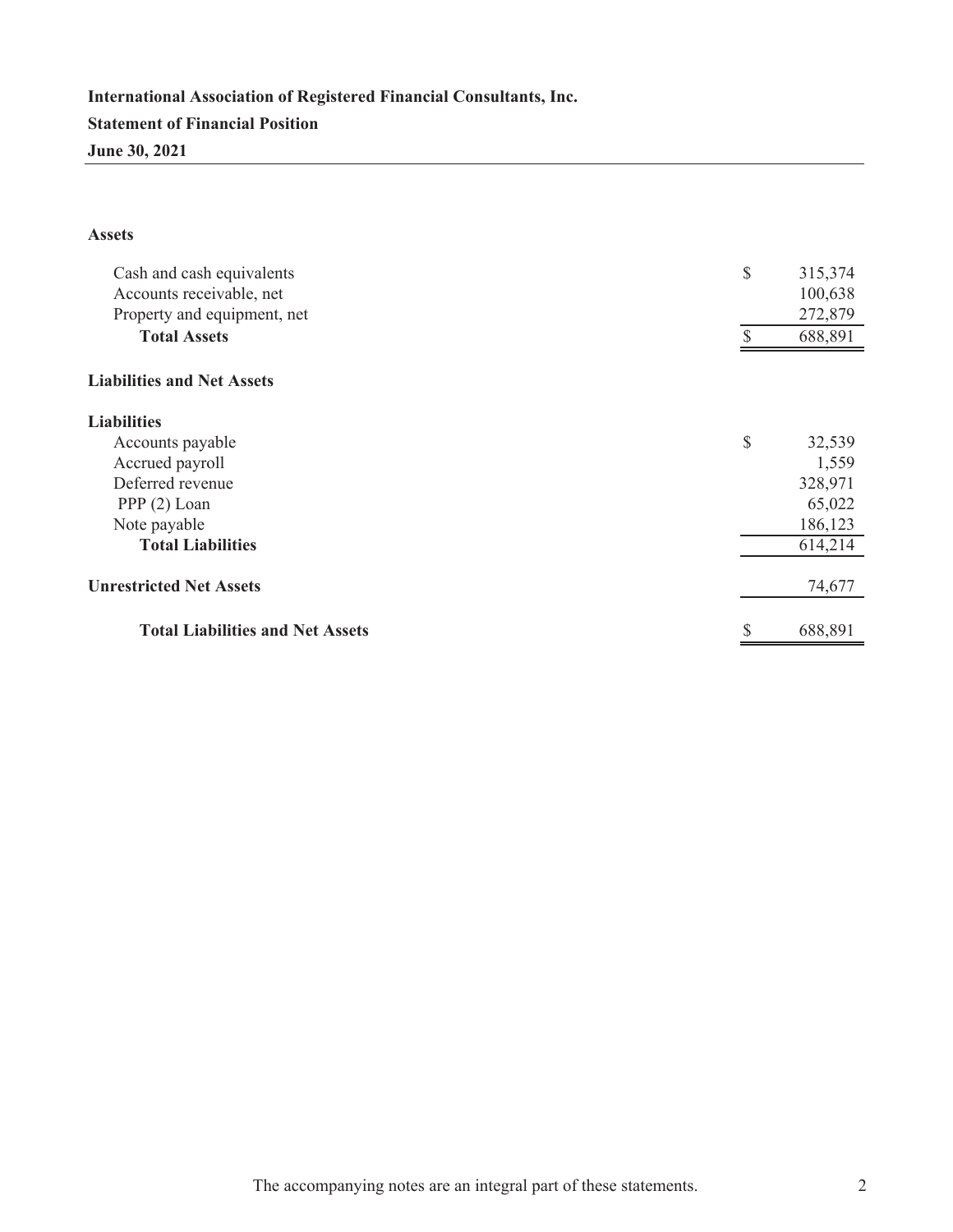**International Association of Registered Financial Consultants, Inc.**

**Statement of Financial Position**

**June 30, 2021**

| | | |
|---|---|---|
| **Assets** | | |
| Cash and cash equivalents | $ | 315,374 |
| Accounts receivable, net | | 100,638 |
| Property and equipment, net | | 272,879 |
| **Total Assets** | $ | 688,891 |
| **Liabilities and Net Assets** | | |
| **Liabilities** | | |
| Accounts payable | $ | 32,539 |
| Accrued payroll | | 1,559 |
| Deferred revenue | | 328,971 |
| PPP (2) Loan | | 65,022 |
| Note payable | | 186,123 |
| **Total Liabilities** | | 614,214 |
| **Unrestricted Net Assets** | | 74,677 |
| **Total Liabilities and Net Assets** | $ | 688,891 |

The accompanying notes are an integral part of these statements.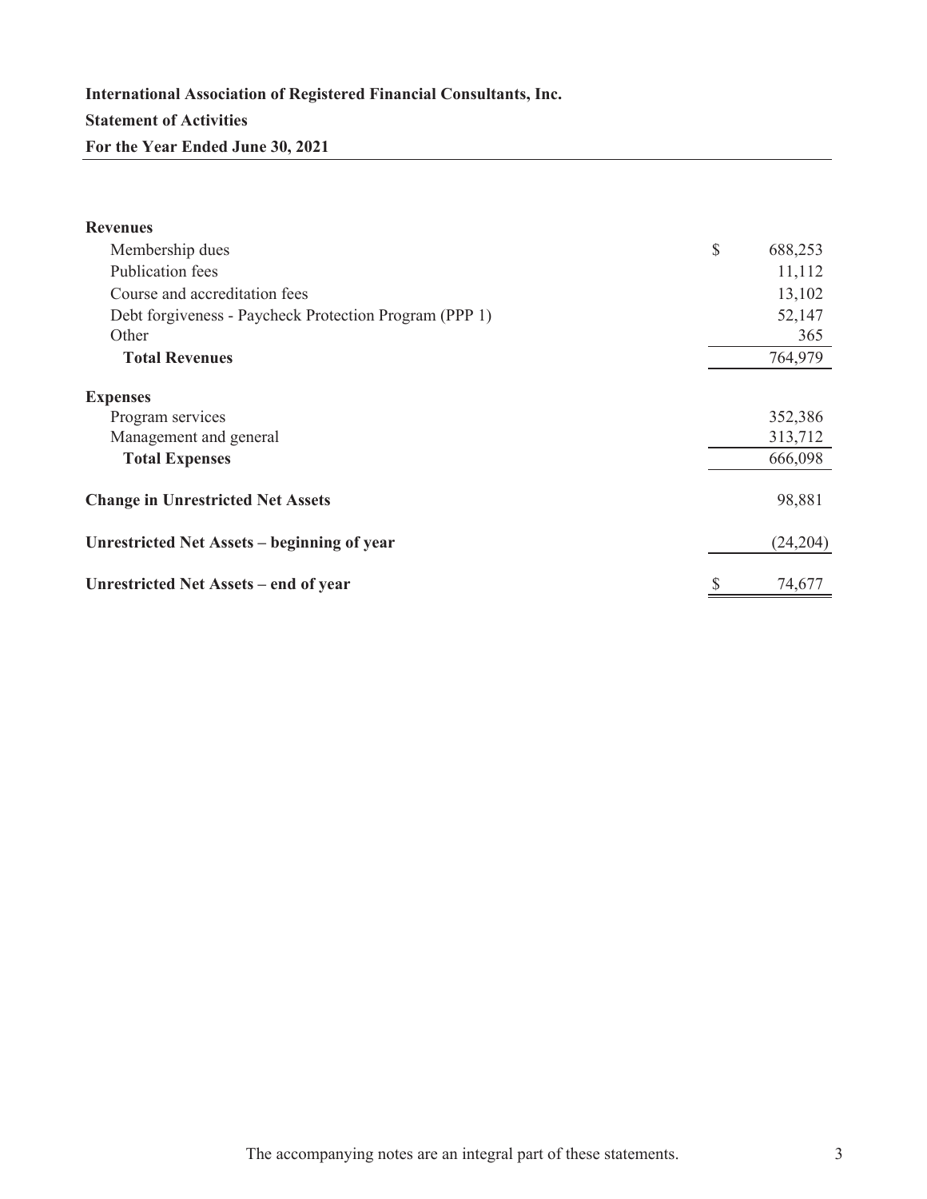**International Association of Registered Financial Consultants, Inc.**

**Statement of Activities**

**For the Year Ended June 30, 2021**

| | |
|---|---|
| **Revenues** | |
| Membership dues | $ 688,253 |
| Publication fees | 11,112 |
| Course and accreditation fees | 13,102 |
| Debt forgiveness - Paycheck Protection Program (PPP 1) | 52,147 |
| Other | 365 |
| **Total Revenues** | 764,979 |
| **Expenses** | |
| Program services | 352,386 |
| Management and general | 313,712 |
| **Total Expenses** | 666,098 |
| **Change in Unrestricted Net Assets** | 98,881 |
| **Unrestricted Net Assets – beginning of year** | (24,204) |
| **Unrestricted Net Assets – end of year** | $ 74,677 |

The accompanying notes are an integral part of these statements.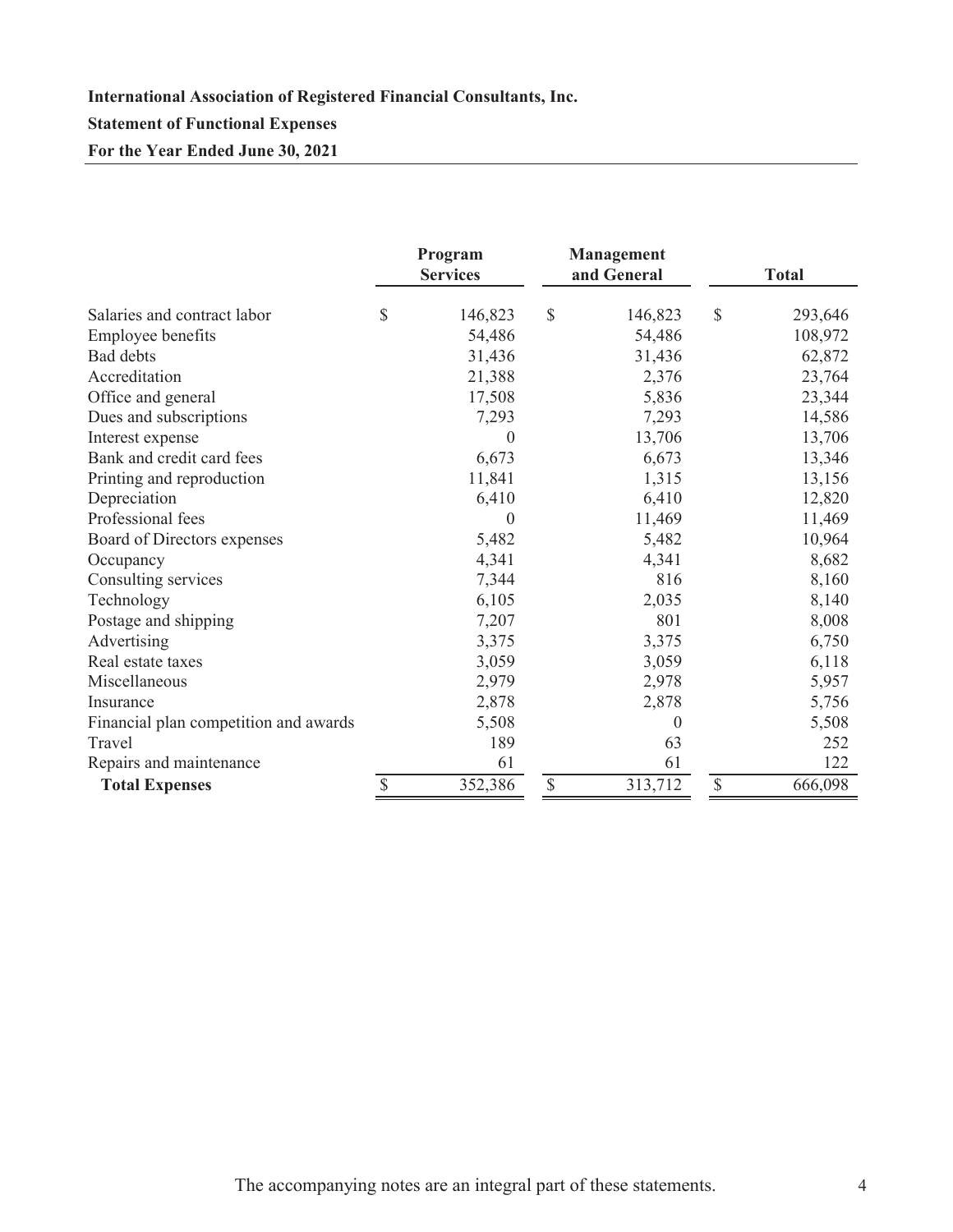**International Association of Registered Financial Consultants, Inc.**

**Statement of Functional Expenses**

**For the Year Ended June 30, 2021**

| | Program Services | Management and General | Total |
|---|---|---|---|
| Salaries and contract labor | $ 146,823 | $ 146,823 | $ 293,646 |
| Employee benefits | 54,486 | 54,486 | 108,972 |
| Bad debts | 31,436 | 31,436 | 62,872 |
| Accreditation | 21,388 | 2,376 | 23,764 |
| Office and general | 17,508 | 5,836 | 23,344 |
| Dues and subscriptions | 7,293 | 7,293 | 14,586 |
| Interest expense | 0 | 13,706 | 13,706 |
| Bank and credit card fees | 6,673 | 6,673 | 13,346 |
| Printing and reproduction | 11,841 | 1,315 | 13,156 |
| Depreciation | 6,410 | 6,410 | 12,820 |
| Professional fees | 0 | 11,469 | 11,469 |
| Board of Directors expenses | 5,482 | 5,482 | 10,964 |
| Occupancy | 4,341 | 4,341 | 8,682 |
| Consulting services | 7,344 | 816 | 8,160 |
| Technology | 6,105 | 2,035 | 8,140 |
| Postage and shipping | 7,207 | 801 | 8,008 |
| Advertising | 3,375 | 3,375 | 6,750 |
| Real estate taxes | 3,059 | 3,059 | 6,118 |
| Miscellaneous | 2,979 | 2,978 | 5,957 |
| Insurance | 2,878 | 2,878 | 5,756 |
| Financial plan competition and awards | 5,508 | 0 | 5,508 |
| Travel | 189 | 63 | 252 |
| Repairs and maintenance | 61 | 61 | 122 |
| **Total Expenses** | $ 352,386 | $ 313,712 | $ 666,098 |

The accompanying notes are an integral part of these statements.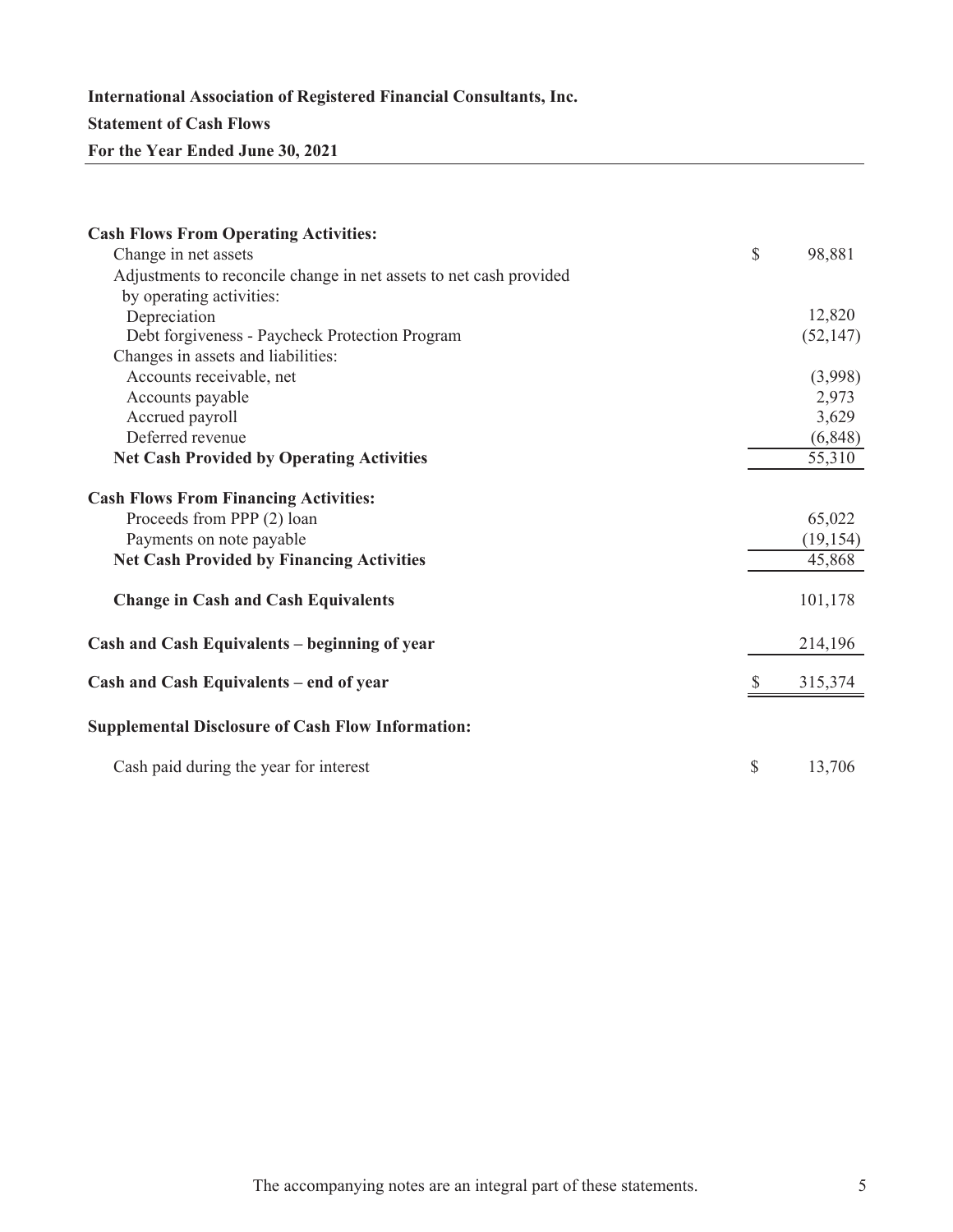**International Association of Registered Financial Consultants, Inc.**

**Statement of Cash Flows**

**For the Year Ended June 30, 2021**

| | |
|---|---|
| **Cash Flows From Operating Activities:** | |
| Change in net assets | $ 98,881 |
| Adjustments to reconcile change in net assets to net cash provided by operating activities: | |
| Depreciation | 12,820 |
| Debt forgiveness - Paycheck Protection Program | (52,147) |
| Changes in assets and liabilities: | |
| Accounts receivable, net | (3,998) |
| Accounts payable | 2,973 |
| Accrued payroll | 3,629 |
| Deferred revenue | (6,848) |
| **Net Cash Provided by Operating Activities** | 55,310 |
| | |
| **Cash Flows From Financing Activities:** | |
| Proceeds from PPP (2) loan | 65,022 |
| Payments on note payable | (19,154) |
| **Net Cash Provided by Financing Activities** | 45,868 |
| | |
| **Change in Cash and Cash Equivalents** | 101,178 |
| | |
| **Cash and Cash Equivalents – beginning of year** | 214,196 |
| | |
| **Cash and Cash Equivalents – end of year** | $ 315,374 |
| | |
| **Supplemental Disclosure of Cash Flow Information:** | |
| | |
| Cash paid during the year for interest | $ 13,706 |

The accompanying notes are an integral part of these statements.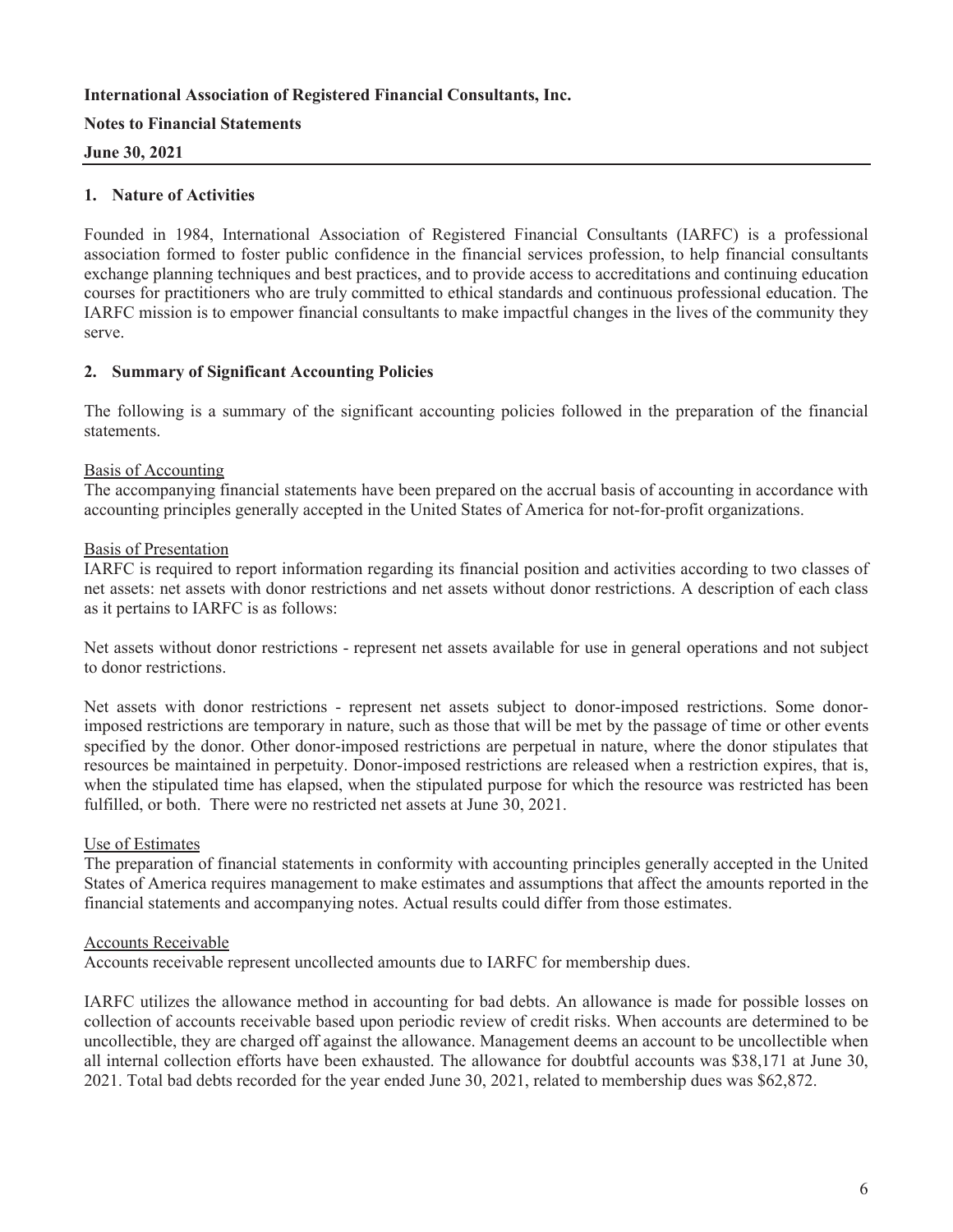**International Association of Registered Financial Consultants, Inc.**

**Notes to Financial Statements**

**June 30, 2021**

## 1. Nature of Activities

Founded in 1984, International Association of Registered Financial Consultants (IARFC) is a professional association formed to foster public confidence in the financial services profession, to help financial consultants exchange planning techniques and best practices, and to provide access to accreditations and continuing education courses for practitioners who are truly committed to ethical standards and continuous professional education. The IARFC mission is to empower financial consultants to make impactful changes in the lives of the community they serve.

## 2. Summary of Significant Accounting Policies

The following is a summary of the significant accounting policies followed in the preparation of the financial statements.

<u>Basis of Accounting</u>
The accompanying financial statements have been prepared on the accrual basis of accounting in accordance with accounting principles generally accepted in the United States of America for not-for-profit organizations.

<u>Basis of Presentation</u>
IARFC is required to report information regarding its financial position and activities according to two classes of net assets: net assets with donor restrictions and net assets without donor restrictions. A description of each class as it pertains to IARFC is as follows:

Net assets without donor restrictions - represent net assets available for use in general operations and not subject to donor restrictions.

Net assets with donor restrictions - represent net assets subject to donor-imposed restrictions. Some donor-imposed restrictions are temporary in nature, such as those that will be met by the passage of time or other events specified by the donor. Other donor-imposed restrictions are perpetual in nature, where the donor stipulates that resources be maintained in perpetuity. Donor-imposed restrictions are released when a restriction expires, that is, when the stipulated time has elapsed, when the stipulated purpose for which the resource was restricted has been fulfilled, or both. There were no restricted net assets at June 30, 2021.

<u>Use of Estimates</u>
The preparation of financial statements in conformity with accounting principles generally accepted in the United States of America requires management to make estimates and assumptions that affect the amounts reported in the financial statements and accompanying notes. Actual results could differ from those estimates.

<u>Accounts Receivable</u>
Accounts receivable represent uncollected amounts due to IARFC for membership dues.

IARFC utilizes the allowance method in accounting for bad debts. An allowance is made for possible losses on collection of accounts receivable based upon periodic review of credit risks. When accounts are determined to be uncollectible, they are charged off against the allowance. Management deems an account to be uncollectible when all internal collection efforts have been exhausted. The allowance for doubtful accounts was $38,171 at June 30, 2021. Total bad debts recorded for the year ended June 30, 2021, related to membership dues was $62,872.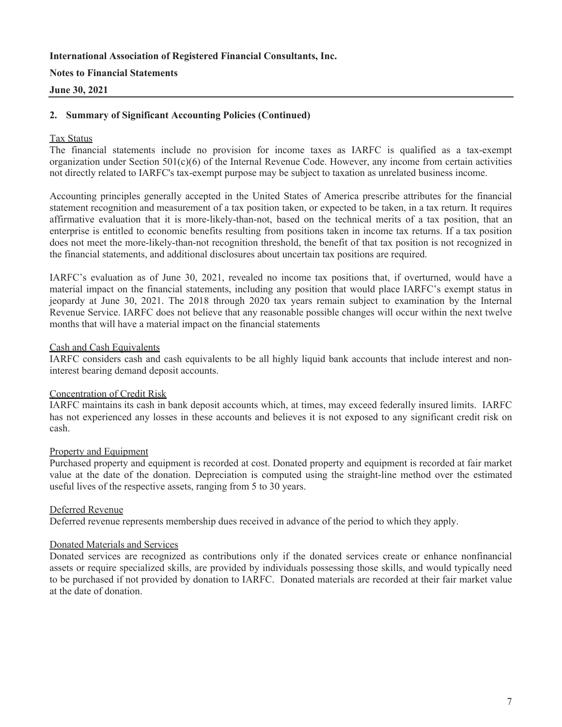**International Association of Registered Financial Consultants, Inc.**

**Notes to Financial Statements**

**June 30, 2021**

## 2. Summary of Significant Accounting Policies (Continued)

Tax Status

The financial statements include no provision for income taxes as IARFC is qualified as a tax-exempt organization under Section 501(c)(6) of the Internal Revenue Code. However, any income from certain activities not directly related to IARFC's tax-exempt purpose may be subject to taxation as unrelated business income.

Accounting principles generally accepted in the United States of America prescribe attributes for the financial statement recognition and measurement of a tax position taken, or expected to be taken, in a tax return. It requires affirmative evaluation that it is more-likely-than-not, based on the technical merits of a tax position, that an enterprise is entitled to economic benefits resulting from positions taken in income tax returns. If a tax position does not meet the more-likely-than-not recognition threshold, the benefit of that tax position is not recognized in the financial statements, and additional disclosures about uncertain tax positions are required.

IARFC's evaluation as of June 30, 2021, revealed no income tax positions that, if overturned, would have a material impact on the financial statements, including any position that would place IARFC's exempt status in jeopardy at June 30, 2021. The 2018 through 2020 tax years remain subject to examination by the Internal Revenue Service. IARFC does not believe that any reasonable possible changes will occur within the next twelve months that will have a material impact on the financial statements

Cash and Cash Equivalents

IARFC considers cash and cash equivalents to be all highly liquid bank accounts that include interest and non-interest bearing demand deposit accounts.

Concentration of Credit Risk

IARFC maintains its cash in bank deposit accounts which, at times, may exceed federally insured limits. IARFC has not experienced any losses in these accounts and believes it is not exposed to any significant credit risk on cash.

Property and Equipment

Purchased property and equipment is recorded at cost. Donated property and equipment is recorded at fair market value at the date of the donation. Depreciation is computed using the straight-line method over the estimated useful lives of the respective assets, ranging from 5 to 30 years.

Deferred Revenue

Deferred revenue represents membership dues received in advance of the period to which they apply.

Donated Materials and Services

Donated services are recognized as contributions only if the donated services create or enhance nonfinancial assets or require specialized skills, are provided by individuals possessing those skills, and would typically need to be purchased if not provided by donation to IARFC. Donated materials are recorded at their fair market value at the date of donation.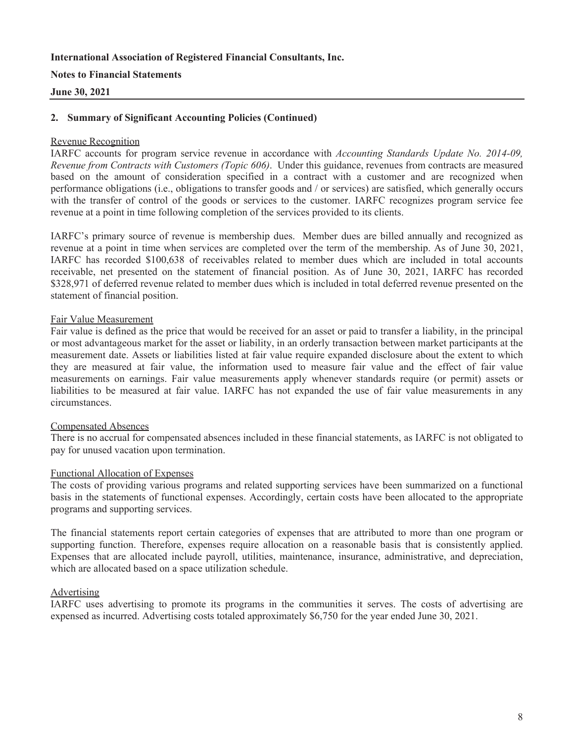**International Association of Registered Financial Consultants, Inc.**

**Notes to Financial Statements**

**June 30, 2021**

## 2. Summary of Significant Accounting Policies (Continued)

Revenue Recognition

IARFC accounts for program service revenue in accordance with *Accounting Standards Update No. 2014-09, Revenue from Contracts with Customers (Topic 606)*. Under this guidance, revenues from contracts are measured based on the amount of consideration specified in a contract with a customer and are recognized when performance obligations (i.e., obligations to transfer goods and / or services) are satisfied, which generally occurs with the transfer of control of the goods or services to the customer. IARFC recognizes program service fee revenue at a point in time following completion of the services provided to its clients.

IARFC's primary source of revenue is membership dues. Member dues are billed annually and recognized as revenue at a point in time when services are completed over the term of the membership. As of June 30, 2021, IARFC has recorded $100,638 of receivables related to member dues which are included in total accounts receivable, net presented on the statement of financial position. As of June 30, 2021, IARFC has recorded $328,971 of deferred revenue related to member dues which is included in total deferred revenue presented on the statement of financial position.

Fair Value Measurement

Fair value is defined as the price that would be received for an asset or paid to transfer a liability, in the principal or most advantageous market for the asset or liability, in an orderly transaction between market participants at the measurement date. Assets or liabilities listed at fair value require expanded disclosure about the extent to which they are measured at fair value, the information used to measure fair value and the effect of fair value measurements on earnings. Fair value measurements apply whenever standards require (or permit) assets or liabilities to be measured at fair value. IARFC has not expanded the use of fair value measurements in any circumstances.

Compensated Absences

There is no accrual for compensated absences included in these financial statements, as IARFC is not obligated to pay for unused vacation upon termination.

Functional Allocation of Expenses

The costs of providing various programs and related supporting services have been summarized on a functional basis in the statements of functional expenses. Accordingly, certain costs have been allocated to the appropriate programs and supporting services.

The financial statements report certain categories of expenses that are attributed to more than one program or supporting function. Therefore, expenses require allocation on a reasonable basis that is consistently applied. Expenses that are allocated include payroll, utilities, maintenance, insurance, administrative, and depreciation, which are allocated based on a space utilization schedule.

Advertising

IARFC uses advertising to promote its programs in the communities it serves. The costs of advertising are expensed as incurred. Advertising costs totaled approximately $6,750 for the year ended June 30, 2021.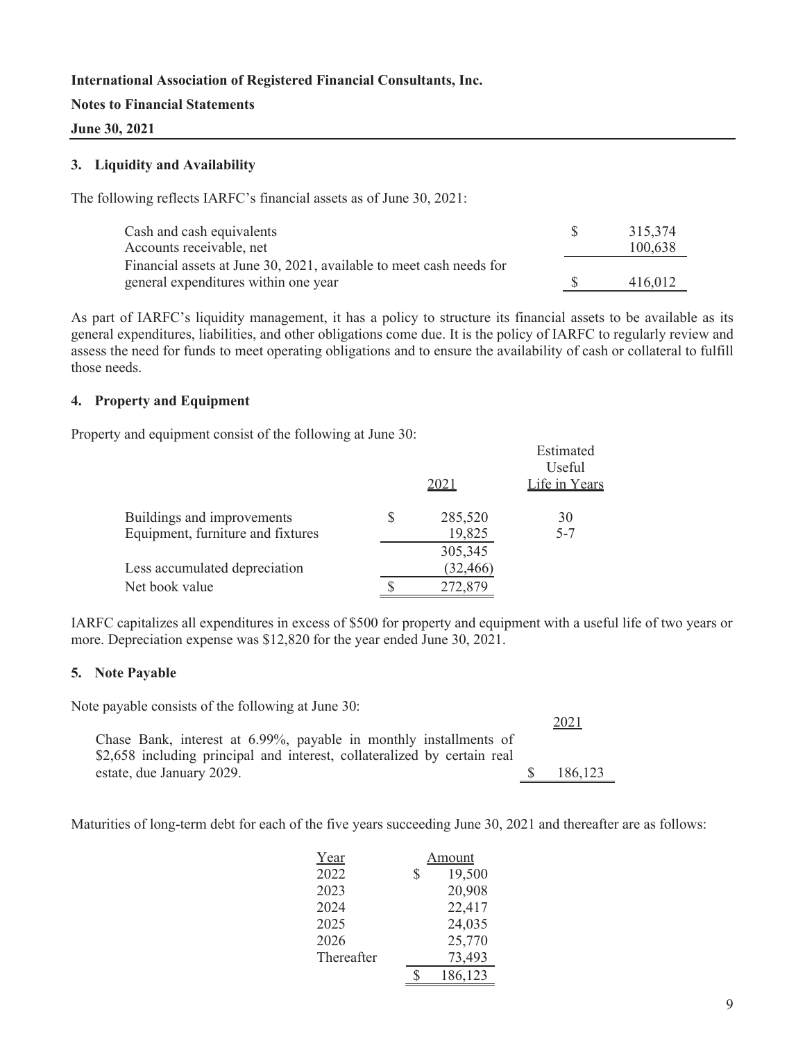**International Association of Registered Financial Consultants, Inc.**

**Notes to Financial Statements**

**June 30, 2021**

## 3. Liquidity and Availability

The following reflects IARFC's financial assets as of June 30, 2021:

| | |
|---|---|
| Cash and cash equivalents | $ 315,374 |
| Accounts receivable, net | 100,638 |
| Financial assets at June 30, 2021, available to meet cash needs for general expenditures within one year | $ 416,012 |

As part of IARFC's liquidity management, it has a policy to structure its financial assets to be available as its general expenditures, liabilities, and other obligations come due. It is the policy of IARFC to regularly review and assess the need for funds to meet operating obligations and to ensure the availability of cash or collateral to fulfill those needs.

## 4. Property and Equipment

Property and equipment consist of the following at June 30:

| | 2021 | Estimated Useful Life in Years |
|---|---|---|
| Buildings and improvements | $ 285,520 | 30 |
| Equipment, furniture and fixtures | 19,825 | 5-7 |
| | 305,345 | |
| Less accumulated depreciation | (32,466) | |
| Net book value | $ 272,879 | |

IARFC capitalizes all expenditures in excess of $500 for property and equipment with a useful life of two years or more. Depreciation expense was $12,820 for the year ended June 30, 2021.

## 5. Note Payable

Note payable consists of the following at June 30:

| | 2021 |
|---|---|
| Chase Bank, interest at 6.99%, payable in monthly installments of $2,658 including principal and interest, collateralized by certain real estate, due January 2029. | $ 186,123 |

Maturities of long-term debt for each of the five years succeeding June 30, 2021 and thereafter are as follows:

| Year | Amount |
|---|---|
| 2022 | $ 19,500 |
| 2023 | 20,908 |
| 2024 | 22,417 |
| 2025 | 24,035 |
| 2026 | 25,770 |
| Thereafter | 73,493 |
| | $ 186,123 |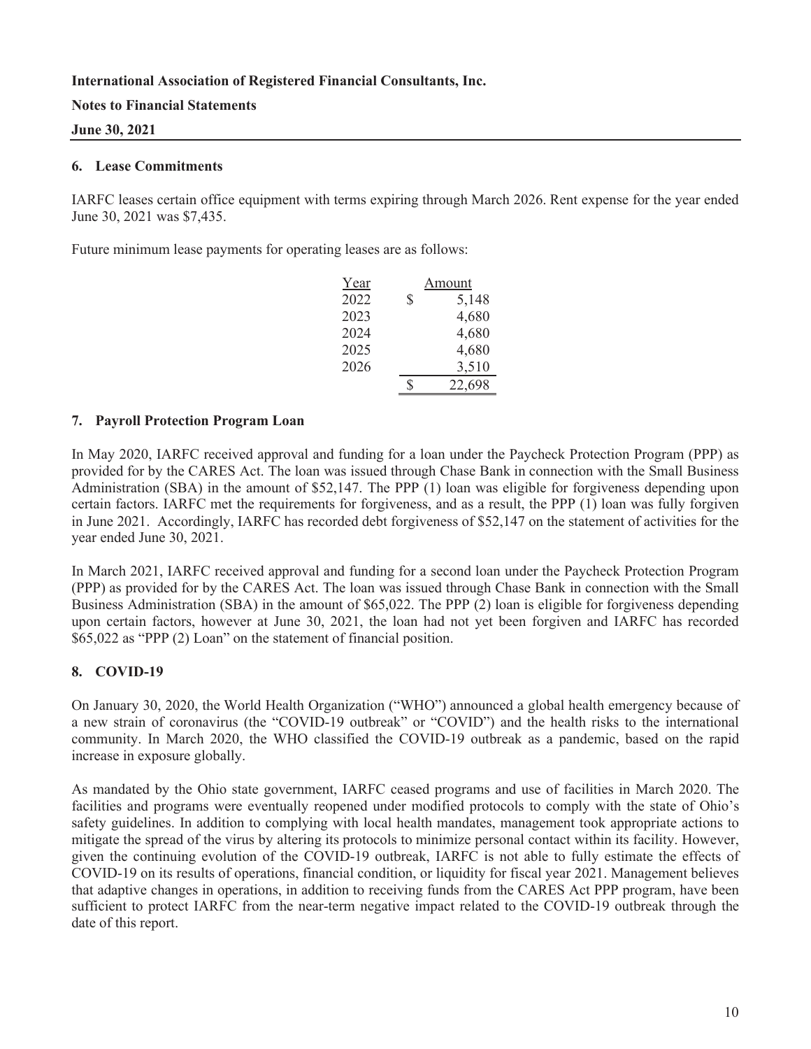**International Association of Registered Financial Consultants, Inc.**

**Notes to Financial Statements**

**June 30, 2021**

### 6. Lease Commitments

IARFC leases certain office equipment with terms expiring through March 2026. Rent expense for the year ended June 30, 2021 was $7,435.

Future minimum lease payments for operating leases are as follows:

| Year | Amount |
|---|---|
| 2022 | $ 5,148 |
| 2023 | 4,680 |
| 2024 | 4,680 |
| 2025 | 4,680 |
| 2026 | 3,510 |
| | $ 22,698 |

### 7. Payroll Protection Program Loan

In May 2020, IARFC received approval and funding for a loan under the Paycheck Protection Program (PPP) as provided for by the CARES Act. The loan was issued through Chase Bank in connection with the Small Business Administration (SBA) in the amount of $52,147. The PPP (1) loan was eligible for forgiveness depending upon certain factors. IARFC met the requirements for forgiveness, and as a result, the PPP (1) loan was fully forgiven in June 2021. Accordingly, IARFC has recorded debt forgiveness of $52,147 on the statement of activities for the year ended June 30, 2021.

In March 2021, IARFC received approval and funding for a second loan under the Paycheck Protection Program (PPP) as provided for by the CARES Act. The loan was issued through Chase Bank in connection with the Small Business Administration (SBA) in the amount of $65,022. The PPP (2) loan is eligible for forgiveness depending upon certain factors, however at June 30, 2021, the loan had not yet been forgiven and IARFC has recorded $65,022 as "PPP (2) Loan" on the statement of financial position.

### 8. COVID-19

On January 30, 2020, the World Health Organization ("WHO") announced a global health emergency because of a new strain of coronavirus (the "COVID-19 outbreak" or "COVID") and the health risks to the international community. In March 2020, the WHO classified the COVID-19 outbreak as a pandemic, based on the rapid increase in exposure globally.

As mandated by the Ohio state government, IARFC ceased programs and use of facilities in March 2020. The facilities and programs were eventually reopened under modified protocols to comply with the state of Ohio's safety guidelines. In addition to complying with local health mandates, management took appropriate actions to mitigate the spread of the virus by altering its protocols to minimize personal contact within its facility. However, given the continuing evolution of the COVID-19 outbreak, IARFC is not able to fully estimate the effects of COVID-19 on its results of operations, financial condition, or liquidity for fiscal year 2021. Management believes that adaptive changes in operations, in addition to receiving funds from the CARES Act PPP program, have been sufficient to protect IARFC from the near-term negative impact related to the COVID-19 outbreak through the date of this report.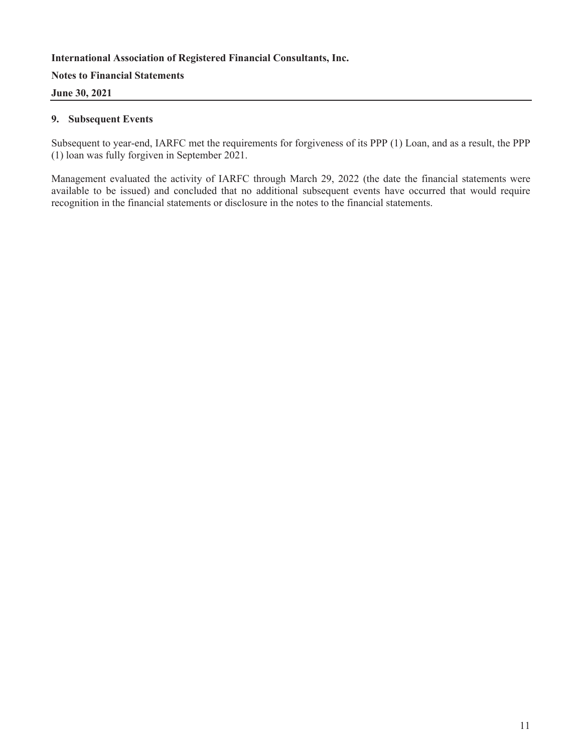**International Association of Registered Financial Consultants, Inc.**

**Notes to Financial Statements**

**June 30, 2021**

## 9. Subsequent Events

Subsequent to year-end, IARFC met the requirements for forgiveness of its PPP (1) Loan, and as a result, the PPP (1) loan was fully forgiven in September 2021.

Management evaluated the activity of IARFC through March 29, 2022 (the date the financial statements were available to be issued) and concluded that no additional subsequent events have occurred that would require recognition in the financial statements or disclosure in the notes to the financial statements.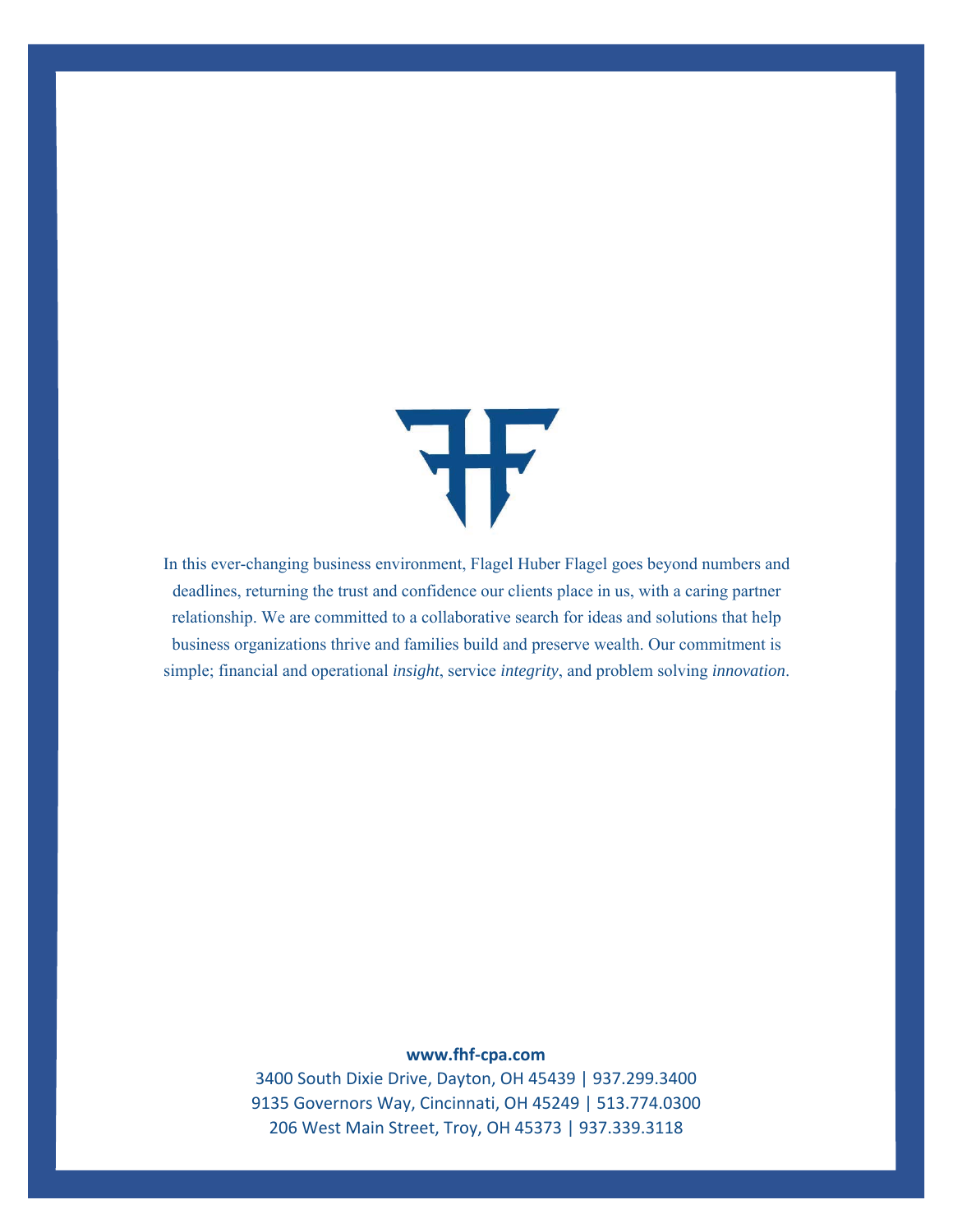In this ever-changing business environment, Flagel Huber Flagel goes beyond numbers and deadlines, returning the trust and confidence our clients place in us, with a caring partner relationship. We are committed to a collaborative search for ideas and solutions that help business organizations thrive and families build and preserve wealth. Our commitment is simple; financial and operational *insight*, service *integrity*, and problem solving *innovation*.

**www.fhf-cpa.com**

3400 South Dixie Drive, Dayton, OH 45439 | 937.299.3400

9135 Governors Way, Cincinnati, OH 45249 | 513.774.0300

206 West Main Street, Troy, OH 45373 | 937.339.3118